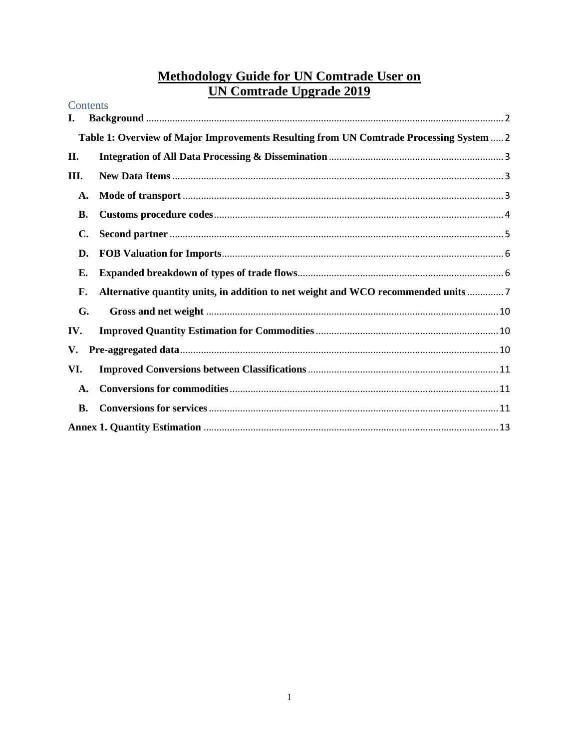# Methodology Guide for UN Comtrade User on UN Comtrade Upgrade 2019

Contents

I. **Background** ........ 2

**Table 1: Overview of Major Improvements Resulting from UN Comtrade Processing System** ..... 2

II. **Integration of All Data Processing & Dissemination** ........ 3

III. **New Data Items** ........ 3

- A. **Mode of transport** ........ 3
- B. **Customs procedure codes** ........ 4
- C. **Second partner** ........ 5
- D. **FOB Valuation for Imports** ........ 6
- E. **Expanded breakdown of types of trade flows** ........ 6
- F. **Alternative quantity units, in addition to net weight and WCO recommended units** ........ 7
- G. **Gross and net weight** ........ 10

IV. **Improved Quantity Estimation for Commodities** ........ 10

V. **Pre-aggregated data** ........ 10

VI. **Improved Conversions between Classifications** ........ 11

- A. **Conversions for commodities** ........ 11
- B. **Conversions for services** ........ 11

**Annex 1. Quantity Estimation** ........ 13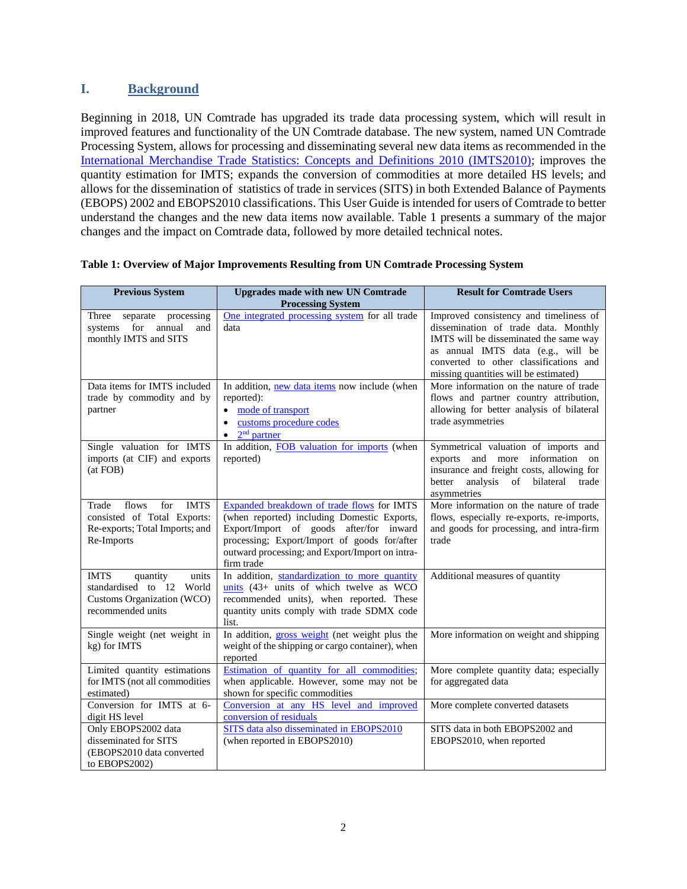# I. Background

Beginning in 2018, UN Comtrade has upgraded its trade data processing system, which will result in improved features and functionality of the UN Comtrade database. The new system, named UN Comtrade Processing System, allows for processing and disseminating several new data items as recommended in the International Merchandise Trade Statistics: Concepts and Definitions 2010 (IMTS2010); improves the quantity estimation for IMTS; expands the conversion of commodities at more detailed HS levels; and allows for the dissemination of statistics of trade in services (SITS) in both Extended Balance of Payments (EBOPS) 2002 and EBOPS2010 classifications. This User Guide is intended for users of Comtrade to better understand the changes and the new data items now available. Table 1 presents a summary of the major changes and the impact on Comtrade data, followed by more detailed technical notes.

**Table 1: Overview of Major Improvements Resulting from UN Comtrade Processing System**

| Previous System | Upgrades made with new UN Comtrade Processing System | Result for Comtrade Users |
|---|---|---|
| Three separate processing systems for annual and monthly IMTS and SITS | One integrated processing system for all trade data | Improved consistency and timeliness of dissemination of trade data. Monthly IMTS will be disseminated the same way as annual IMTS data (e.g., will be converted to other classifications and missing quantities will be estimated) |
| Data items for IMTS included trade by commodity and by partner | In addition, new data items now include (when reported): <br>• mode of transport <br>• customs procedure codes <br>• 2nd partner | More information on the nature of trade flows and partner country attribution, allowing for better analysis of bilateral trade asymmetries |
| Single valuation for IMTS imports (at CIF) and exports (at FOB) | In addition, FOB valuation for imports (when reported) | Symmetrical valuation of imports and exports and more information on insurance and freight costs, allowing for better analysis of bilateral trade asymmetries |
| Trade flows for IMTS consisted of Total Exports: Re-exports; Total Imports; and Re-Imports | Expanded breakdown of trade flows for IMTS (when reported) including Domestic Exports, Export/Import of goods after/for inward processing; Export/Import of goods for/after outward processing; and Export/Import on intra-firm trade | More information on the nature of trade flows, especially re-exports, re-imports, and goods for processing, and intra-firm trade |
| IMTS quantity units standardised to 12 World Customs Organization (WCO) recommended units | In addition, standardization to more quantity units (43+ units of which twelve as WCO recommended units), when reported. These quantity units comply with trade SDMX code list. | Additional measures of quantity |
| Single weight (net weight in kg) for IMTS | In addition, gross weight (net weight plus the weight of the shipping or cargo container), when reported | More information on weight and shipping |
| Limited quantity estimations for IMTS (not all commodities estimated) | Estimation of quantity for all commodities; when applicable. However, some may not be shown for specific commodities | More complete quantity data; especially for aggregated data |
| Conversion for IMTS at 6-digit HS level | Conversion at any HS level and improved conversion of residuals | More complete converted datasets |
| Only EBOPS2002 data disseminated for SITS (EBOPS2010 data converted to EBOPS2002) | SITS data also disseminated in EBOPS2010 (when reported in EBOPS2010) | SITS data in both EBOPS2002 and EBOPS2010, when reported |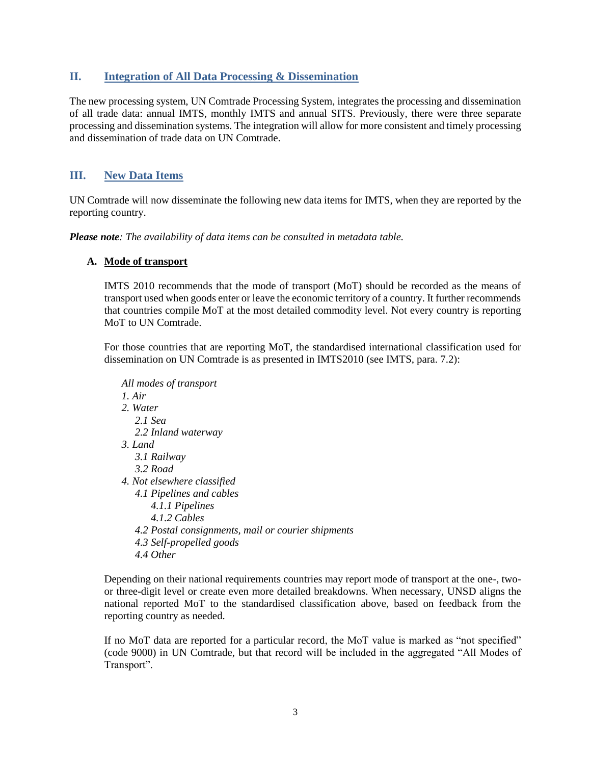## II. Integration of All Data Processing & Dissemination

The new processing system, UN Comtrade Processing System, integrates the processing and dissemination of all trade data: annual IMTS, monthly IMTS and annual SITS. Previously, there were three separate processing and dissemination systems. The integration will allow for more consistent and timely processing and dissemination of trade data on UN Comtrade.

## III. New Data Items

UN Comtrade will now disseminate the following new data items for IMTS, when they are reported by the reporting country.

***Please note**: The availability of data items can be consulted in metadata table.*

### A. Mode of transport

IMTS 2010 recommends that the mode of transport (MoT) should be recorded as the means of transport used when goods enter or leave the economic territory of a country. It further recommends that countries compile MoT at the most detailed commodity level. Not every country is reporting MoT to UN Comtrade.

For those countries that are reporting MoT, the standardised international classification used for dissemination on UN Comtrade is as presented in IMTS2010 (see IMTS, para. 7.2):

*All modes of transport*
- *1. Air*
- *2. Water*
  - *2.1 Sea*
  - *2.2 Inland waterway*
- *3. Land*
  - *3.1 Railway*
  - *3.2 Road*
- *4. Not elsewhere classified*
  - *4.1 Pipelines and cables*
    - *4.1.1 Pipelines*
    - *4.1.2 Cables*
  - *4.2 Postal consignments, mail or courier shipments*
  - *4.3 Self-propelled goods*
  - *4.4 Other*

Depending on their national requirements countries may report mode of transport at the one-, two- or three-digit level or create even more detailed breakdowns. When necessary, UNSD aligns the national reported MoT to the standardised classification above, based on feedback from the reporting country as needed.

If no MoT data are reported for a particular record, the MoT value is marked as "not specified" (code 9000) in UN Comtrade, but that record will be included in the aggregated "All Modes of Transport".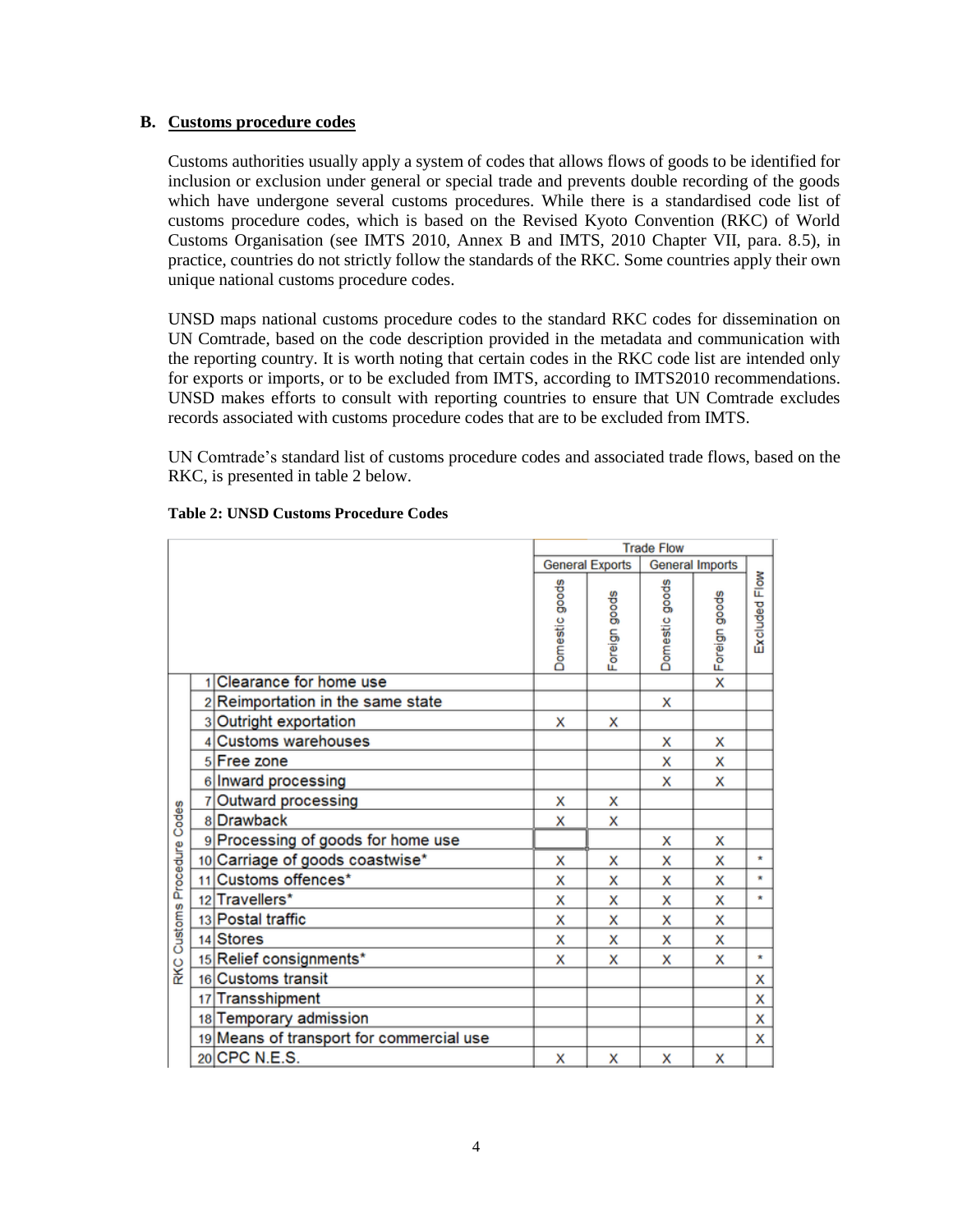## B. Customs procedure codes

Customs authorities usually apply a system of codes that allows flows of goods to be identified for inclusion or exclusion under general or special trade and prevents double recording of the goods which have undergone several customs procedures. While there is a standardised code list of customs procedure codes, which is based on the Revised Kyoto Convention (RKC) of World Customs Organisation (see IMTS 2010, Annex B and IMTS, 2010 Chapter VII, para. 8.5), in practice, countries do not strictly follow the standards of the RKC. Some countries apply their own unique national customs procedure codes.

UNSD maps national customs procedure codes to the standard RKC codes for dissemination on UN Comtrade, based on the code description provided in the metadata and communication with the reporting country. It is worth noting that certain codes in the RKC code list are intended only for exports or imports, or to be excluded from IMTS, according to IMTS2010 recommendations. UNSD makes efforts to consult with reporting countries to ensure that UN Comtrade excludes records associated with customs procedure codes that are to be excluded from IMTS.

UN Comtrade's standard list of customs procedure codes and associated trade flows, based on the RKC, is presented in table 2 below.

**Table 2: UNSD Customs Procedure Codes**

| | | Trade Flow | | | | |
|---|---|---|---|---|---|---|
| | | General Exports | | General Imports | | Excluded Flow |
| | | Domestic goods | Foreign goods | Domestic goods | Foreign goods | |
| **RKC Customs Procedure Codes** | 1 Clearance for home use | | | | X | |
| | 2 Reimportation in the same state | | | X | | |
| | 3 Outright exportation | X | X | | | |
| | 4 Customs warehouses | | | X | X | |
| | 5 Free zone | | | X | X | |
| | 6 Inward processing | | | X | X | |
| | 7 Outward processing | X | X | | | |
| | 8 Drawback | X | X | | | |
| | 9 Processing of goods for home use | | | X | X | |
| | 10 Carriage of goods coastwise* | X | X | X | X | * |
| | 11 Customs offences* | X | X | X | X | * |
| | 12 Travellers* | X | X | X | X | * |
| | 13 Postal traffic | X | X | X | X | |
| | 14 Stores | X | X | X | X | |
| | 15 Relief consignments* | X | X | X | X | * |
| | 16 Customs transit | | | | | X |
| | 17 Transshipment | | | | | X |
| | 18 Temporary admission | | | | | X |
| | 19 Means of transport for commercial use | | | | | X |
| | 20 CPC N.E.S. | X | X | X | X | |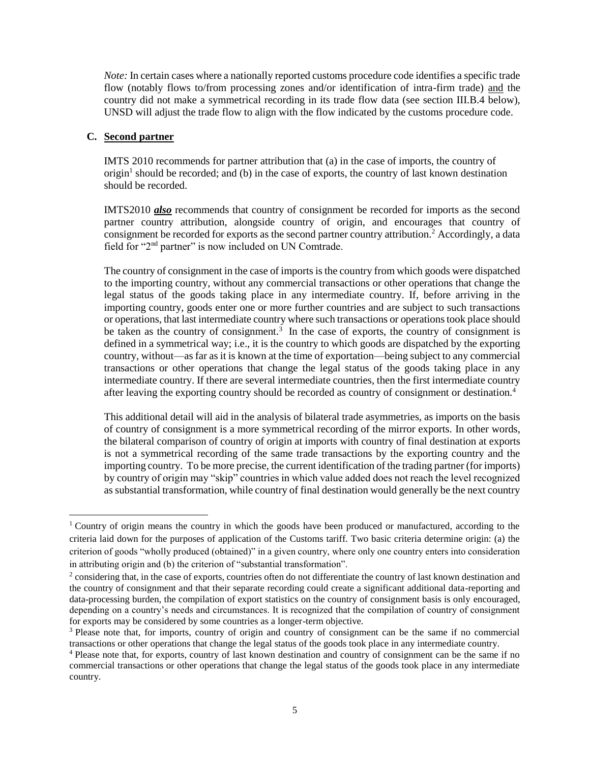*Note:* In certain cases where a nationally reported customs procedure code identifies a specific trade flow (notably flows to/from processing zones and/or identification of intra-firm trade) and the country did not make a symmetrical recording in its trade flow data (see section III.B.4 below), UNSD will adjust the trade flow to align with the flow indicated by the customs procedure code.

### C. Second partner

IMTS 2010 recommends for partner attribution that (a) in the case of imports, the country of origin[1] should be recorded; and (b) in the case of exports, the country of last known destination should be recorded.

IMTS2010 ***also*** recommends that country of consignment be recorded for imports as the second partner country attribution, alongside country of origin, and encourages that country of consignment be recorded for exports as the second partner country attribution.[2] Accordingly, a data field for "2nd partner" is now included on UN Comtrade.

The country of consignment in the case of imports is the country from which goods were dispatched to the importing country, without any commercial transactions or other operations that change the legal status of the goods taking place in any intermediate country. If, before arriving in the importing country, goods enter one or more further countries and are subject to such transactions or operations, that last intermediate country where such transactions or operations took place should be taken as the country of consignment.[3] In the case of exports, the country of consignment is defined in a symmetrical way; i.e., it is the country to which goods are dispatched by the exporting country, without—as far as it is known at the time of exportation—being subject to any commercial transactions or other operations that change the legal status of the goods taking place in any intermediate country. If there are several intermediate countries, then the first intermediate country after leaving the exporting country should be recorded as country of consignment or destination.[4]

This additional detail will aid in the analysis of bilateral trade asymmetries, as imports on the basis of country of consignment is a more symmetrical recording of the mirror exports. In other words, the bilateral comparison of country of origin at imports with country of final destination at exports is not a symmetrical recording of the same trade transactions by the exporting country and the importing country. To be more precise, the current identification of the trading partner (for imports) by country of origin may "skip" countries in which value added does not reach the level recognized as substantial transformation, while country of final destination would generally be the next country

---

[1] Country of origin means the country in which the goods have been produced or manufactured, according to the criteria laid down for the purposes of application of the Customs tariff. Two basic criteria determine origin: (a) the criterion of goods "wholly produced (obtained)" in a given country, where only one country enters into consideration in attributing origin and (b) the criterion of "substantial transformation".

[2] considering that, in the case of exports, countries often do not differentiate the country of last known destination and the country of consignment and that their separate recording could create a significant additional data-reporting and data-processing burden, the compilation of export statistics on the country of consignment basis is only encouraged, depending on a country's needs and circumstances. It is recognized that the compilation of country of consignment for exports may be considered by some countries as a longer-term objective.

[3] Please note that, for imports, country of origin and country of consignment can be the same if no commercial transactions or other operations that change the legal status of the goods took place in any intermediate country.

[4] Please note that, for exports, country of last known destination and country of consignment can be the same if no commercial transactions or other operations that change the legal status of the goods took place in any intermediate country.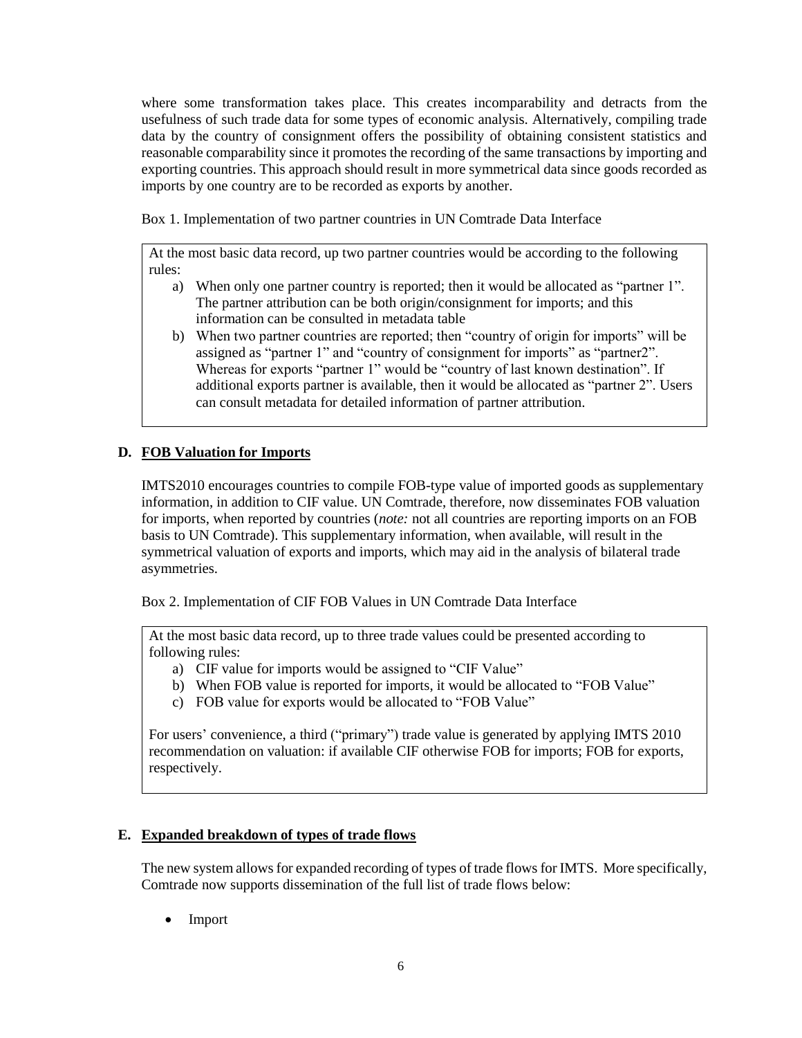where some transformation takes place. This creates incomparability and detracts from the usefulness of such trade data for some types of economic analysis. Alternatively, compiling trade data by the country of consignment offers the possibility of obtaining consistent statistics and reasonable comparability since it promotes the recording of the same transactions by importing and exporting countries. This approach should result in more symmetrical data since goods recorded as imports by one country are to be recorded as exports by another.

Box 1. Implementation of two partner countries in UN Comtrade Data Interface

> At the most basic data record, up two partner countries would be according to the following rules:
>
> a) When only one partner country is reported; then it would be allocated as "partner 1". The partner attribution can be both origin/consignment for imports; and this information can be consulted in metadata table
> b) When two partner countries are reported; then "country of origin for imports" will be assigned as "partner 1" and "country of consignment for imports" as "partner2". Whereas for exports "partner 1" would be "country of last known destination". If additional exports partner is available, then it would be allocated as "partner 2". Users can consult metadata for detailed information of partner attribution.

### D. FOB Valuation for Imports

IMTS2010 encourages countries to compile FOB-type value of imported goods as supplementary information, in addition to CIF value. UN Comtrade, therefore, now disseminates FOB valuation for imports, when reported by countries (*note:* not all countries are reporting imports on an FOB basis to UN Comtrade). This supplementary information, when available, will result in the symmetrical valuation of exports and imports, which may aid in the analysis of bilateral trade asymmetries.

Box 2. Implementation of CIF FOB Values in UN Comtrade Data Interface

> At the most basic data record, up to three trade values could be presented according to following rules:
>
> a) CIF value for imports would be assigned to "CIF Value"
> b) When FOB value is reported for imports, it would be allocated to "FOB Value"
> c) FOB value for exports would be allocated to "FOB Value"
>
> For users' convenience, a third ("primary") trade value is generated by applying IMTS 2010 recommendation on valuation: if available CIF otherwise FOB for imports; FOB for exports, respectively.

### E. Expanded breakdown of types of trade flows

The new system allows for expanded recording of types of trade flows for IMTS. More specifically, Comtrade now supports dissemination of the full list of trade flows below:

- Import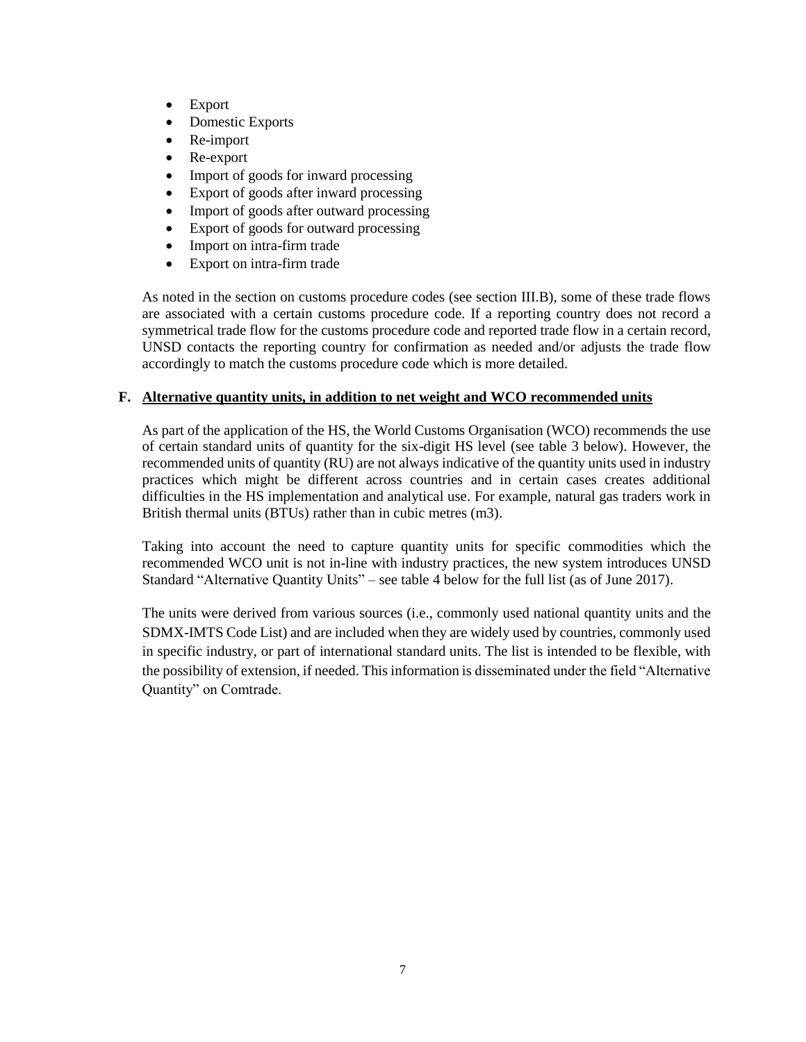- Export
- Domestic Exports
- Re-import
- Re-export
- Import of goods for inward processing
- Export of goods after inward processing
- Import of goods after outward processing
- Export of goods for outward processing
- Import on intra-firm trade
- Export on intra-firm trade

As noted in the section on customs procedure codes (see section III.B), some of these trade flows are associated with a certain customs procedure code. If a reporting country does not record a symmetrical trade flow for the customs procedure code and reported trade flow in a certain record, UNSD contacts the reporting country for confirmation as needed and/or adjusts the trade flow accordingly to match the customs procedure code which is more detailed.

### F. Alternative quantity units, in addition to net weight and WCO recommended units

As part of the application of the HS, the World Customs Organisation (WCO) recommends the use of certain standard units of quantity for the six-digit HS level (see table 3 below). However, the recommended units of quantity (RU) are not always indicative of the quantity units used in industry practices which might be different across countries and in certain cases creates additional difficulties in the HS implementation and analytical use. For example, natural gas traders work in British thermal units (BTUs) rather than in cubic metres (m3).

Taking into account the need to capture quantity units for specific commodities which the recommended WCO unit is not in-line with industry practices, the new system introduces UNSD Standard "Alternative Quantity Units" – see table 4 below for the full list (as of June 2017).

The units were derived from various sources (i.e., commonly used national quantity units and the SDMX-IMTS Code List) and are included when they are widely used by countries, commonly used in specific industry, or part of international standard units. The list is intended to be flexible, with the possibility of extension, if needed. This information is disseminated under the field "Alternative Quantity" on Comtrade.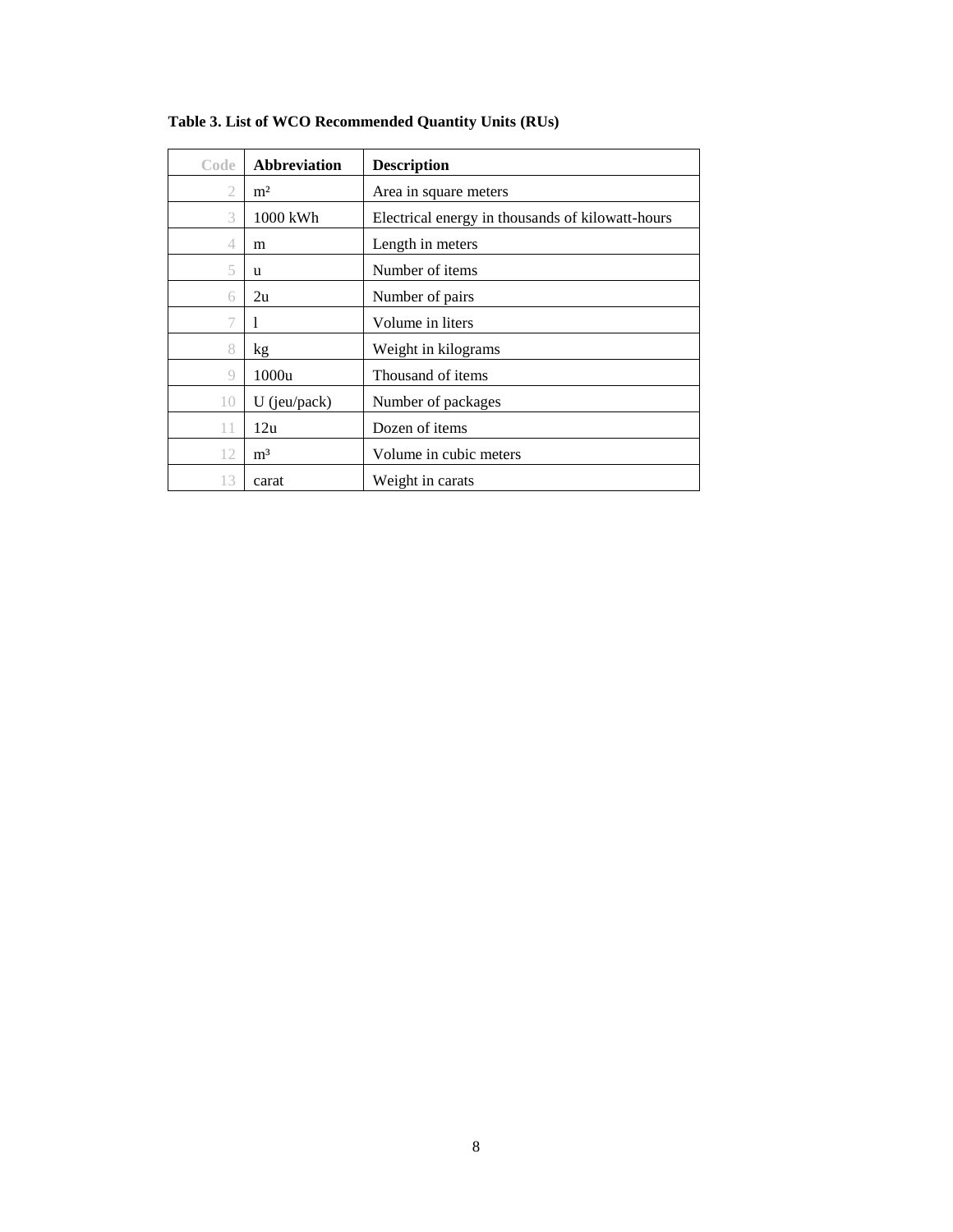**Table 3. List of WCO Recommended Quantity Units (RUs)**

| Code | Abbreviation | Description |
|---|---|---|
| 2 | m² | Area in square meters |
| 3 | 1000 kWh | Electrical energy in thousands of kilowatt-hours |
| 4 | m | Length in meters |
| 5 | u | Number of items |
| 6 | 2u | Number of pairs |
| 7 | l | Volume in liters |
| 8 | kg | Weight in kilograms |
| 9 | 1000u | Thousand of items |
| 10 | U (jeu/pack) | Number of packages |
| 11 | 12u | Dozen of items |
| 12 | m³ | Volume in cubic meters |
| 13 | carat | Weight in carats |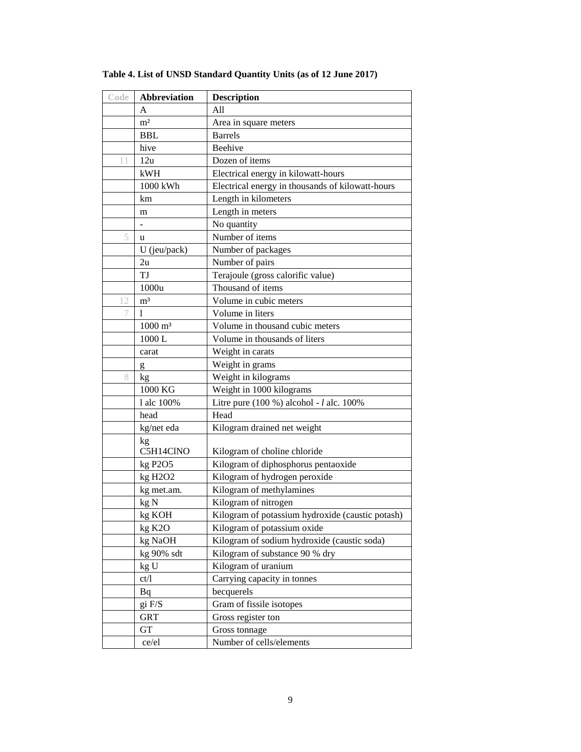**Table 4. List of UNSD Standard Quantity Units (as of 12 June 2017)**

| Code | Abbreviation | Description |
|---|---|---|
| | A | All |
| | $m^2$ | Area in square meters |
| | BBL | Barrels |
| | hive | Beehive |
| 11 | 12u | Dozen of items |
| | kWH | Electrical energy in kilowatt-hours |
| | 1000 kWh | Electrical energy in thousands of kilowatt-hours |
| | km | Length in kilometers |
| | m | Length in meters |
| | - | No quantity |
| 5 | u | Number of items |
| | U (jeu/pack) | Number of packages |
| | 2u | Number of pairs |
| | TJ | Terajoule (gross calorific value) |
| | 1000u | Thousand of items |
| 12 | $m^3$ | Volume in cubic meters |
| 7 | l | Volume in liters |
| | 1000 $m^3$ | Volume in thousand cubic meters |
| | 1000 L | Volume in thousands of liters |
| | carat | Weight in carats |
| | g | Weight in grams |
| 8 | kg | Weight in kilograms |
| | 1000 KG | Weight in 1000 kilograms |
| | l alc 100% | Litre pure (100 %) alcohol - *l* alc. 100% |
| | head | Head |
| | kg/net eda | Kilogram drained net weight |
| | kg C5H14ClNO | Kilogram of choline chloride |
| | kg P2O5 | Kilogram of diphosphorus pentaoxide |
| | kg H2O2 | Kilogram of hydrogen peroxide |
| | kg met.am. | Kilogram of methylamines |
| | kg N | Kilogram of nitrogen |
| | kg KOH | Kilogram of potassium hydroxide (caustic potash) |
| | kg K2O | Kilogram of potassium oxide |
| | kg NaOH | Kilogram of sodium hydroxide (caustic soda) |
| | kg 90% sdt | Kilogram of substance 90 % dry |
| | kg U | Kilogram of uranium |
| | ct/l | Carrying capacity in tonnes |
| | Bq | becquerels |
| | gi F/S | Gram of fissile isotopes |
| | GRT | Gross register ton |
| | GT | Gross tonnage |
| | ce/el | Number of cells/elements |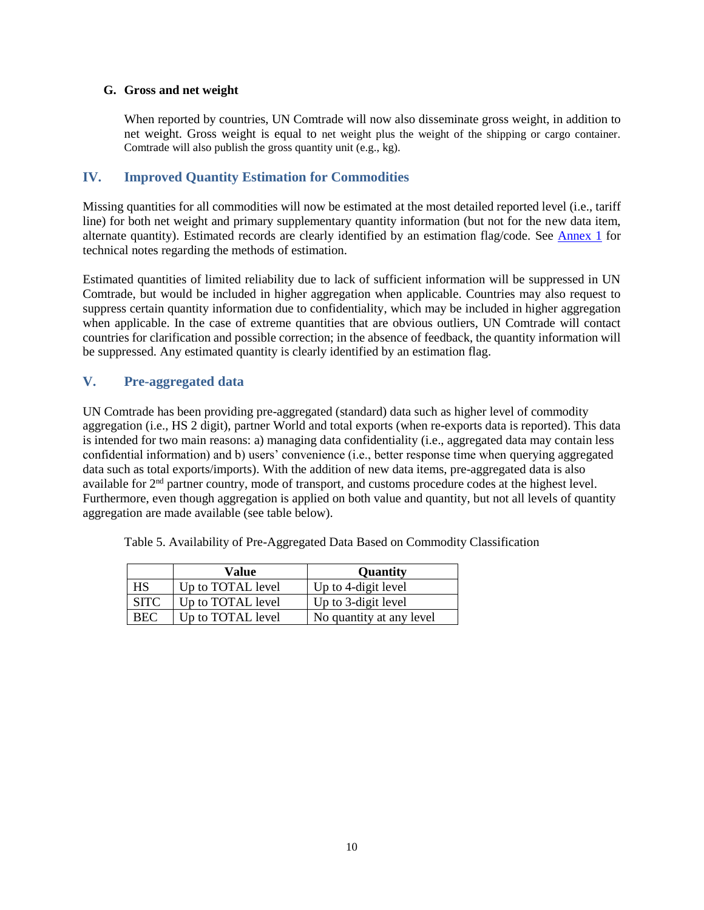### G. Gross and net weight

When reported by countries, UN Comtrade will now also disseminate gross weight, in addition to net weight. Gross weight is equal to net weight plus the weight of the shipping or cargo container. Comtrade will also publish the gross quantity unit (e.g., kg).

## IV. Improved Quantity Estimation for Commodities

Missing quantities for all commodities will now be estimated at the most detailed reported level (i.e., tariff line) for both net weight and primary supplementary quantity information (but not for the new data item, alternate quantity). Estimated records are clearly identified by an estimation flag/code. See Annex 1 for technical notes regarding the methods of estimation.

Estimated quantities of limited reliability due to lack of sufficient information will be suppressed in UN Comtrade, but would be included in higher aggregation when applicable. Countries may also request to suppress certain quantity information due to confidentiality, which may be included in higher aggregation when applicable. In the case of extreme quantities that are obvious outliers, UN Comtrade will contact countries for clarification and possible correction; in the absence of feedback, the quantity information will be suppressed. Any estimated quantity is clearly identified by an estimation flag.

## V. Pre-aggregated data

UN Comtrade has been providing pre-aggregated (standard) data such as higher level of commodity aggregation (i.e., HS 2 digit), partner World and total exports (when re-exports data is reported). This data is intended for two main reasons: a) managing data confidentiality (i.e., aggregated data may contain less confidential information) and b) users' convenience (i.e., better response time when querying aggregated data such as total exports/imports). With the addition of new data items, pre-aggregated data is also available for 2nd partner country, mode of transport, and customs procedure codes at the highest level. Furthermore, even though aggregation is applied on both value and quantity, but not all levels of quantity aggregation are made available (see table below).

Table 5. Availability of Pre-Aggregated Data Based on Commodity Classification

| | Value | Quantity |
|---|---|---|
| HS | Up to TOTAL level | Up to 4-digit level |
| SITC | Up to TOTAL level | Up to 3-digit level |
| BEC | Up to TOTAL level | No quantity at any level |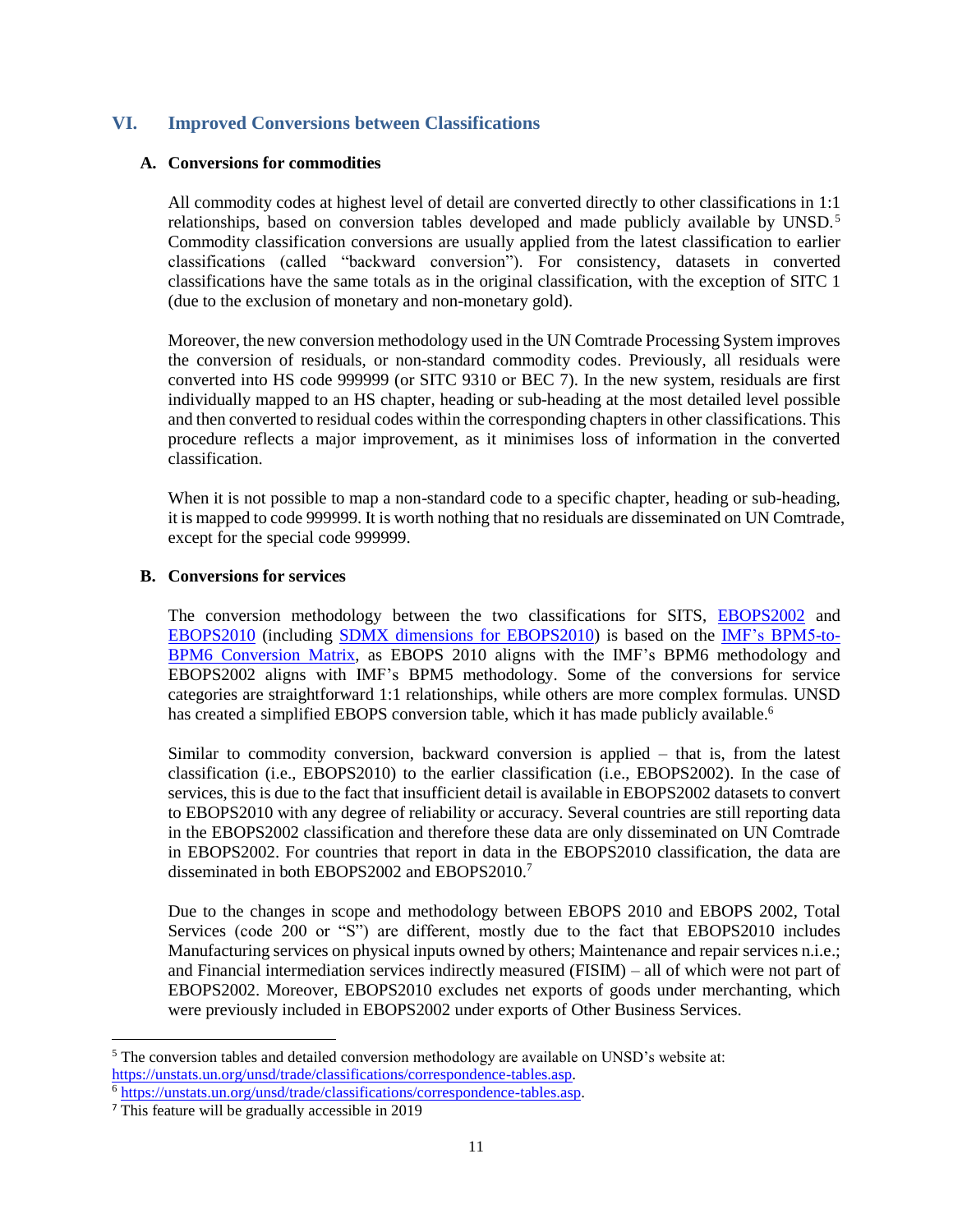## VI. Improved Conversions between Classifications

### A. Conversions for commodities

All commodity codes at highest level of detail are converted directly to other classifications in 1:1 relationships, based on conversion tables developed and made publicly available by UNSD.[5] Commodity classification conversions are usually applied from the latest classification to earlier classifications (called "backward conversion"). For consistency, datasets in converted classifications have the same totals as in the original classification, with the exception of SITC 1 (due to the exclusion of monetary and non-monetary gold).

Moreover, the new conversion methodology used in the UN Comtrade Processing System improves the conversion of residuals, or non-standard commodity codes. Previously, all residuals were converted into HS code 999999 (or SITC 9310 or BEC 7). In the new system, residuals are first individually mapped to an HS chapter, heading or sub-heading at the most detailed level possible and then converted to residual codes within the corresponding chapters in other classifications. This procedure reflects a major improvement, as it minimises loss of information in the converted classification.

When it is not possible to map a non-standard code to a specific chapter, heading or sub-heading, it is mapped to code 999999. It is worth nothing that no residuals are disseminated on UN Comtrade, except for the special code 999999.

### B. Conversions for services

The conversion methodology between the two classifications for SITS, EBOPS2002 and EBOPS2010 (including SDMX dimensions for EBOPS2010) is based on the IMF's BPM5-to-BPM6 Conversion Matrix, as EBOPS 2010 aligns with the IMF's BPM6 methodology and EBOPS2002 aligns with IMF's BPM5 methodology. Some of the conversions for service categories are straightforward 1:1 relationships, while others are more complex formulas. UNSD has created a simplified EBOPS conversion table, which it has made publicly available.[6]

Similar to commodity conversion, backward conversion is applied – that is, from the latest classification (i.e., EBOPS2010) to the earlier classification (i.e., EBOPS2002). In the case of services, this is due to the fact that insufficient detail is available in EBOPS2002 datasets to convert to EBOPS2010 with any degree of reliability or accuracy. Several countries are still reporting data in the EBOPS2002 classification and therefore these data are only disseminated on UN Comtrade in EBOPS2002. For countries that report in data in the EBOPS2010 classification, the data are disseminated in both EBOPS2002 and EBOPS2010.[7]

Due to the changes in scope and methodology between EBOPS 2010 and EBOPS 2002, Total Services (code 200 or "S") are different, mostly due to the fact that EBOPS2010 includes Manufacturing services on physical inputs owned by others; Maintenance and repair services n.i.e.; and Financial intermediation services indirectly measured (FISIM) – all of which were not part of EBOPS2002. Moreover, EBOPS2010 excludes net exports of goods under merchanting, which were previously included in EBOPS2002 under exports of Other Business Services.

---

[5] The conversion tables and detailed conversion methodology are available on UNSD's website at: https://unstats.un.org/unsd/trade/classifications/correspondence-tables.asp.

[6] https://unstats.un.org/unsd/trade/classifications/correspondence-tables.asp.

[7] This feature will be gradually accessible in 2019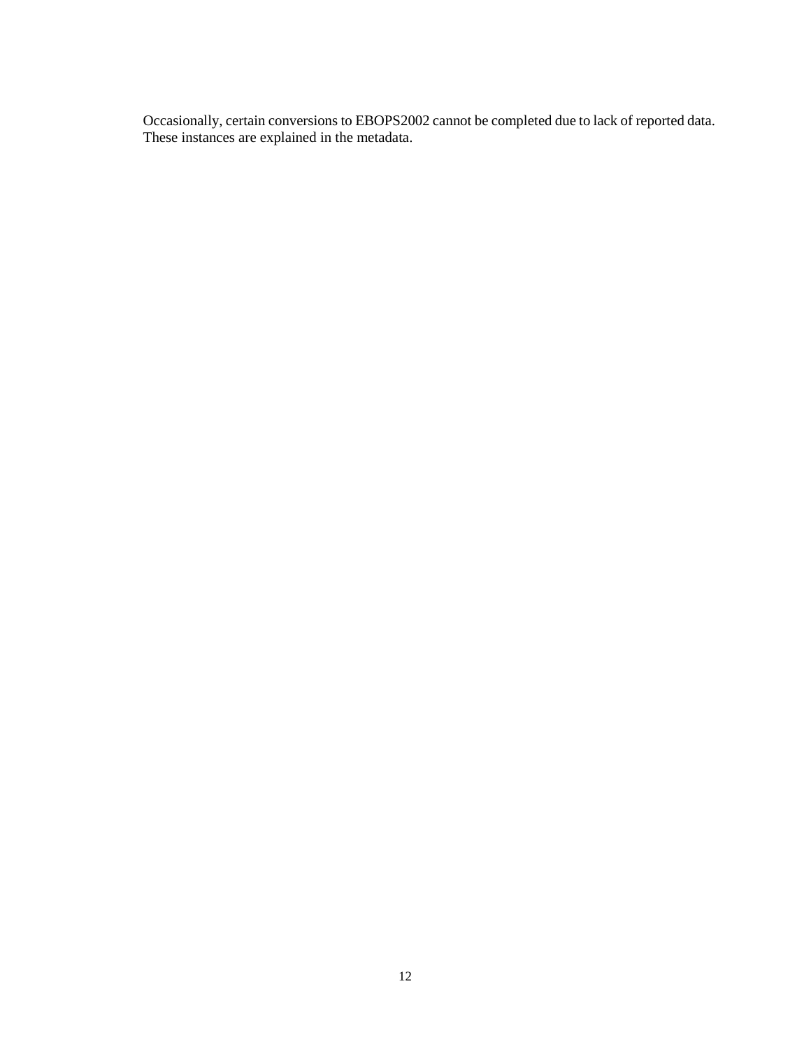Occasionally, certain conversions to EBOPS2002 cannot be completed due to lack of reported data. These instances are explained in the metadata.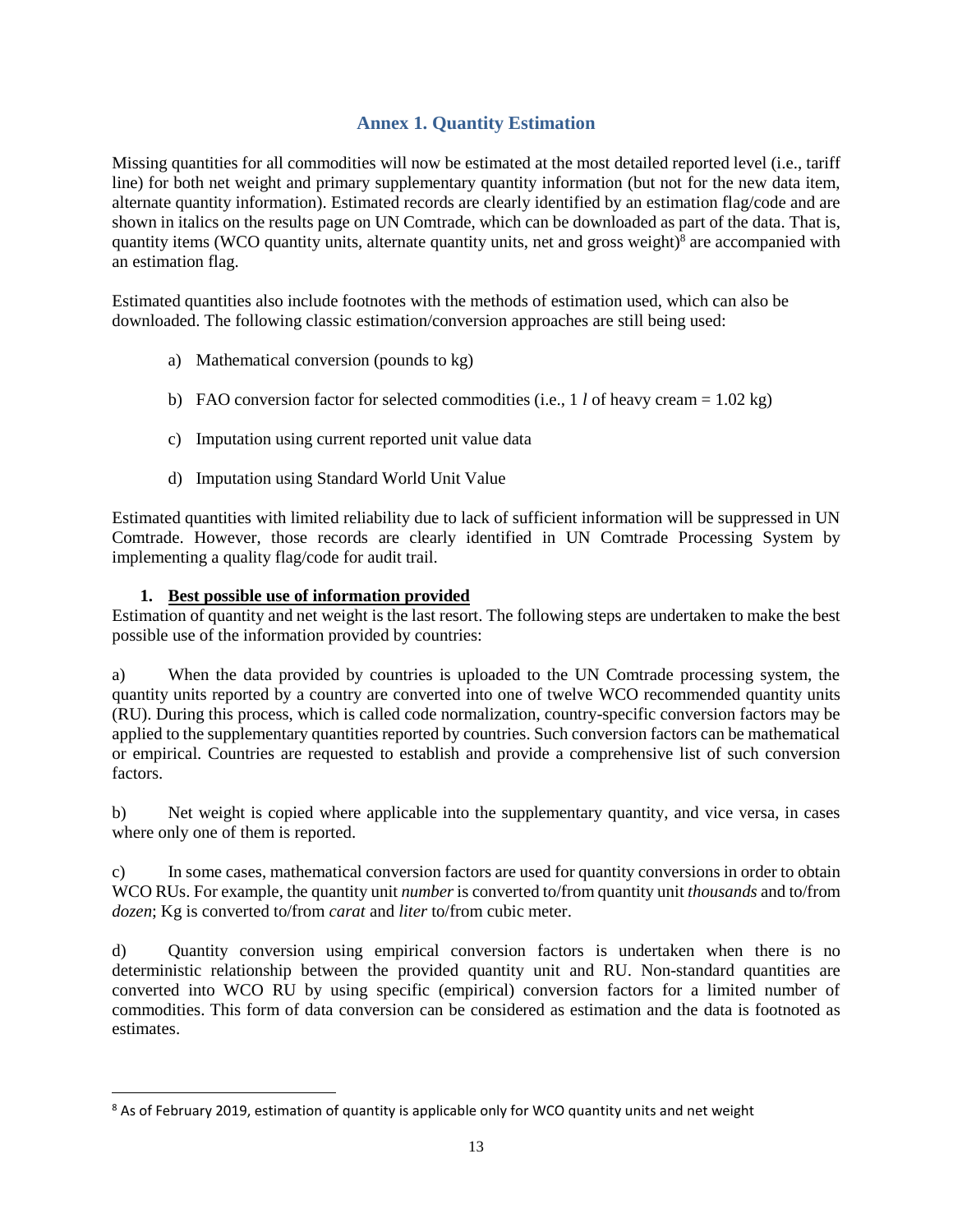## Annex 1. Quantity Estimation

Missing quantities for all commodities will now be estimated at the most detailed reported level (i.e., tariff line) for both net weight and primary supplementary quantity information (but not for the new data item, alternate quantity information). Estimated records are clearly identified by an estimation flag/code and are shown in italics on the results page on UN Comtrade, which can be downloaded as part of the data. That is, quantity items (WCO quantity units, alternate quantity units, net and gross weight)[8] are accompanied with an estimation flag.

Estimated quantities also include footnotes with the methods of estimation used, which can also be downloaded. The following classic estimation/conversion approaches are still being used:

a) Mathematical conversion (pounds to kg)

b) FAO conversion factor for selected commodities (i.e., 1 *l* of heavy cream = 1.02 kg)

c) Imputation using current reported unit value data

d) Imputation using Standard World Unit Value

Estimated quantities with limited reliability due to lack of sufficient information will be suppressed in UN Comtrade. However, those records are clearly identified in UN Comtrade Processing System by implementing a quality flag/code for audit trail.

### 1. Best possible use of information provided

Estimation of quantity and net weight is the last resort. The following steps are undertaken to make the best possible use of the information provided by countries:

a) When the data provided by countries is uploaded to the UN Comtrade processing system, the quantity units reported by a country are converted into one of twelve WCO recommended quantity units (RU). During this process, which is called code normalization, country-specific conversion factors may be applied to the supplementary quantities reported by countries. Such conversion factors can be mathematical or empirical. Countries are requested to establish and provide a comprehensive list of such conversion factors.

b) Net weight is copied where applicable into the supplementary quantity, and vice versa, in cases where only one of them is reported.

c) In some cases, mathematical conversion factors are used for quantity conversions in order to obtain WCO RUs. For example, the quantity unit *number* is converted to/from quantity unit *thousands* and to/from *dozen*; Kg is converted to/from *carat* and *liter* to/from cubic meter.

d) Quantity conversion using empirical conversion factors is undertaken when there is no deterministic relationship between the provided quantity unit and RU. Non-standard quantities are converted into WCO RU by using specific (empirical) conversion factors for a limited number of commodities. This form of data conversion can be considered as estimation and the data is footnoted as estimates.

---

[8] As of February 2019, estimation of quantity is applicable only for WCO quantity units and net weight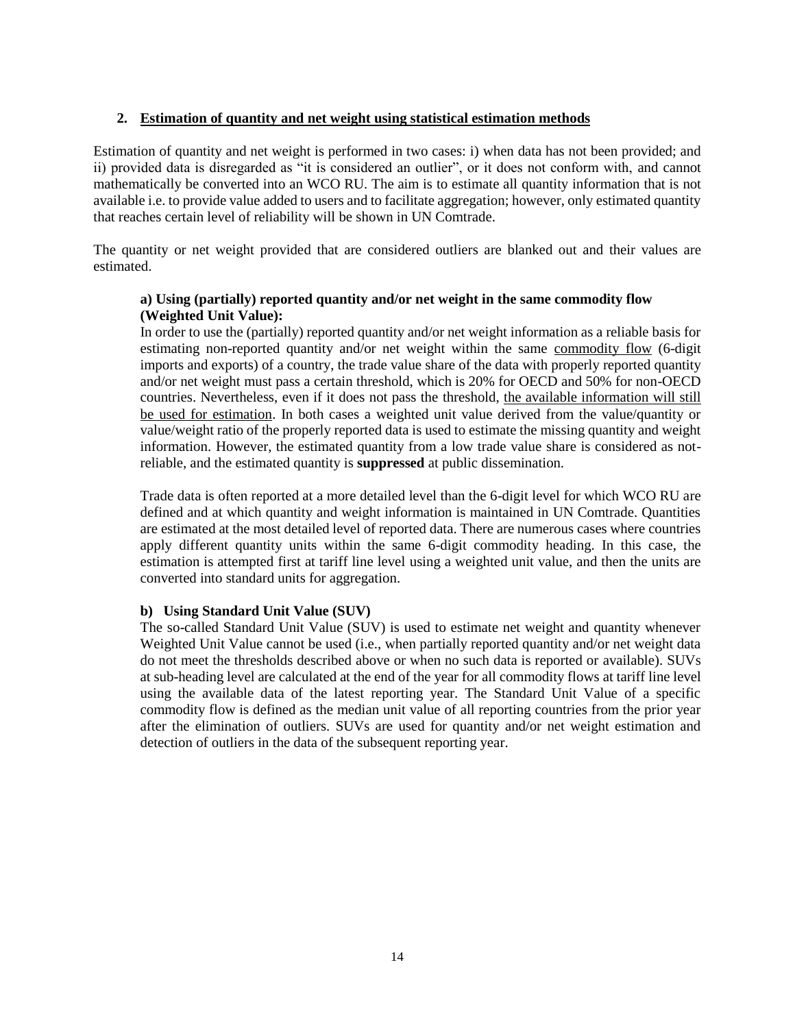## 2. Estimation of quantity and net weight using statistical estimation methods

Estimation of quantity and net weight is performed in two cases: i) when data has not been provided; and ii) provided data is disregarded as "it is considered an outlier", or it does not conform with, and cannot mathematically be converted into an WCO RU. The aim is to estimate all quantity information that is not available i.e. to provide value added to users and to facilitate aggregation; however, only estimated quantity that reaches certain level of reliability will be shown in UN Comtrade.

The quantity or net weight provided that are considered outliers are blanked out and their values are estimated.

### a) Using (partially) reported quantity and/or net weight in the same commodity flow (Weighted Unit Value):

In order to use the (partially) reported quantity and/or net weight information as a reliable basis for estimating non-reported quantity and/or net weight within the same commodity flow (6-digit imports and exports) of a country, the trade value share of the data with properly reported quantity and/or net weight must pass a certain threshold, which is 20% for OECD and 50% for non-OECD countries. Nevertheless, even if it does not pass the threshold, the available information will still be used for estimation. In both cases a weighted unit value derived from the value/quantity or value/weight ratio of the properly reported data is used to estimate the missing quantity and weight information. However, the estimated quantity from a low trade value share is considered as not-reliable, and the estimated quantity is **suppressed** at public dissemination.

Trade data is often reported at a more detailed level than the 6-digit level for which WCO RU are defined and at which quantity and weight information is maintained in UN Comtrade. Quantities are estimated at the most detailed level of reported data. There are numerous cases where countries apply different quantity units within the same 6-digit commodity heading. In this case, the estimation is attempted first at tariff line level using a weighted unit value, and then the units are converted into standard units for aggregation.

### b) Using Standard Unit Value (SUV)

The so-called Standard Unit Value (SUV) is used to estimate net weight and quantity whenever Weighted Unit Value cannot be used (i.e., when partially reported quantity and/or net weight data do not meet the thresholds described above or when no such data is reported or available). SUVs at sub-heading level are calculated at the end of the year for all commodity flows at tariff line level using the available data of the latest reporting year. The Standard Unit Value of a specific commodity flow is defined as the median unit value of all reporting countries from the prior year after the elimination of outliers. SUVs are used for quantity and/or net weight estimation and detection of outliers in the data of the subsequent reporting year.